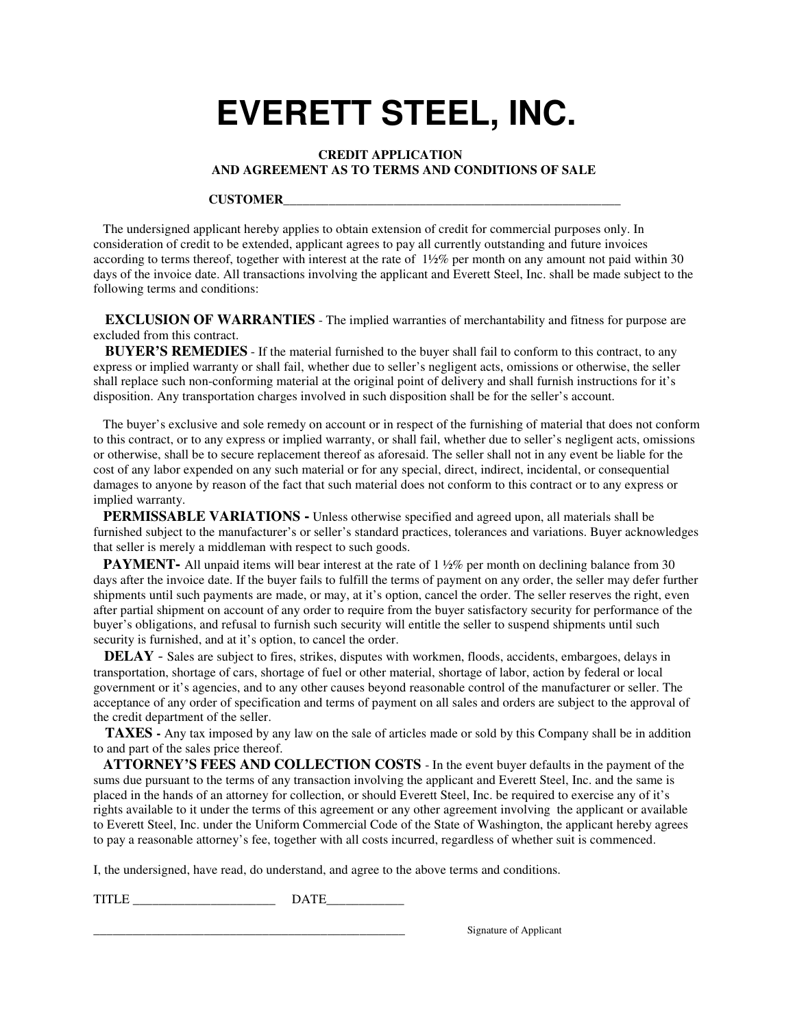# EVERETT STEEL, INC.

**CREDIT APPLICATION**
**AND AGREEMENT AS TO TERMS AND CONDITIONS OF SALE**

**CUSTOMER**_______________________________________________________

The undersigned applicant hereby applies to obtain extension of credit for commercial purposes only. In consideration of credit to be extended, applicant agrees to pay all currently outstanding and future invoices according to terms thereof, together with interest at the rate of 1½% per month on any amount not paid within 30 days of the invoice date. All transactions involving the applicant and Everett Steel, Inc. shall be made subject to the following terms and conditions:

**EXCLUSION OF WARRANTIES** - The implied warranties of merchantability and fitness for purpose are excluded from this contract.

**BUYER'S REMEDIES** - If the material furnished to the buyer shall fail to conform to this contract, to any express or implied warranty or shall fail, whether due to seller's negligent acts, omissions or otherwise, the seller shall replace such non-conforming material at the original point of delivery and shall furnish instructions for it's disposition. Any transportation charges involved in such disposition shall be for the seller's account.

The buyer's exclusive and sole remedy on account or in respect of the furnishing of material that does not conform to this contract, or to any express or implied warranty, or shall fail, whether due to seller's negligent acts, omissions or otherwise, shall be to secure replacement thereof as aforesaid. The seller shall not in any event be liable for the cost of any labor expended on any such material or for any special, direct, indirect, incidental, or consequential damages to anyone by reason of the fact that such material does not conform to this contract or to any express or implied warranty.

**PERMISSABLE VARIATIONS -** Unless otherwise specified and agreed upon, all materials shall be furnished subject to the manufacturer's or seller's standard practices, tolerances and variations. Buyer acknowledges that seller is merely a middleman with respect to such goods.

**PAYMENT-** All unpaid items will bear interest at the rate of 1 ½% per month on declining balance from 30 days after the invoice date. If the buyer fails to fulfill the terms of payment on any order, the seller may defer further shipments until such payments are made, or may, at it's option, cancel the order. The seller reserves the right, even after partial shipment on account of any order to require from the buyer satisfactory security for performance of the buyer's obligations, and refusal to furnish such security will entitle the seller to suspend shipments until such security is furnished, and at it's option, to cancel the order.

**DELAY** - Sales are subject to fires, strikes, disputes with workmen, floods, accidents, embargoes, delays in transportation, shortage of cars, shortage of fuel or other material, shortage of labor, action by federal or local government or it's agencies, and to any other causes beyond reasonable control of the manufacturer or seller. The acceptance of any order of specification and terms of payment on all sales and orders are subject to the approval of the credit department of the seller.

**TAXES -** Any tax imposed by any law on the sale of articles made or sold by this Company shall be in addition to and part of the sales price thereof.

**ATTORNEY'S FEES AND COLLECTION COSTS** - In the event buyer defaults in the payment of the sums due pursuant to the terms of any transaction involving the applicant and Everett Steel, Inc. and the same is placed in the hands of an attorney for collection, or should Everett Steel, Inc. be required to exercise any of it's rights available to it under the terms of this agreement or any other agreement involving the applicant or available to Everett Steel, Inc. under the Uniform Commercial Code of the State of Washington, the applicant hereby agrees to pay a reasonable attorney's fee, together with all costs incurred, regardless of whether suit is commenced.

I, the undersigned, have read, do understand, and agree to the above terms and conditions.

TITLE ______________________ DATE____________

___________________________________________________ Signature of Applicant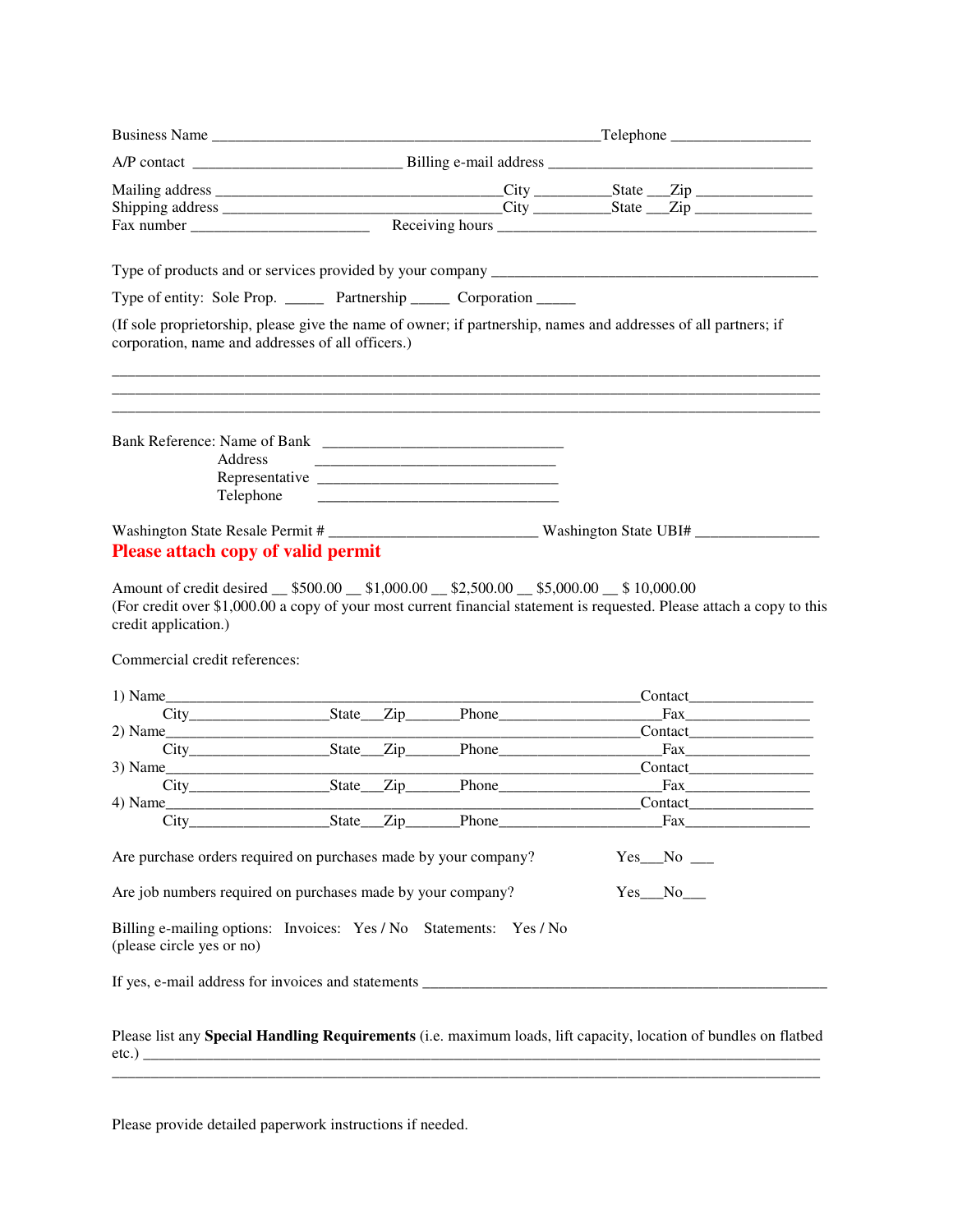Business Name ____________________________________________________Telephone __________________

A/P contact ___________________________ Billing e-mail address __________________________________

Mailing address _____________________________________City __________State ___Zip _______________
Shipping address ____________________________________City __________State ___Zip _______________
Fax number _______________________ Receiving hours __________________________________________

Type of products and or services provided by your company ____________________________________________

Type of entity: Sole Prop. _____ Partnership _____ Corporation _____

(If sole proprietorship, please give the name of owner; if partnership, names and addresses of all partners; if corporation, name and addresses of all officers.)

_____________________________________________________________________________________________
_____________________________________________________________________________________________
_____________________________________________________________________________________________

Bank Reference: Name of Bank ________________________________
Address ________________________________
Representative ________________________________
Telephone ________________________________

Washington State Resale Permit # ___________________________ Washington State UBI# ________________

**Please attach copy of valid permit**

Amount of credit desired __ $500.00 __ $1,000.00 __ $2,500.00 __ $5,000.00 __ $ 10,000.00
(For credit over $1,000.00 a copy of your most current financial statement is requested. Please attach a copy to this credit application.)

Commercial credit references:

1) Name_____________________________________________________________Contact________________
City__________________State___Zip_______Phone_____________________Fax________________
2) Name_____________________________________________________________Contact________________
City__________________State___Zip_______Phone_____________________Fax________________
3) Name_____________________________________________________________Contact________________
City__________________State___Zip_______Phone_____________________Fax________________
4) Name_____________________________________________________________Contact________________
City__________________State___Zip_______Phone_____________________Fax________________

Are purchase orders required on purchases made by your company? Yes___No ___

Are job numbers required on purchases made by your company? Yes___No___

Billing e-mailing options: Invoices: Yes / No Statements: Yes / No
(please circle yes or no)

If yes, e-mail address for invoices and statements _________________________________________________

Please list any **Special Handling Requirements** (i.e. maximum loads, lift capacity, location of bundles on flatbed etc.) __________________________________________________________________________________
_____________________________________________________________________________________________

Please provide detailed paperwork instructions if needed.